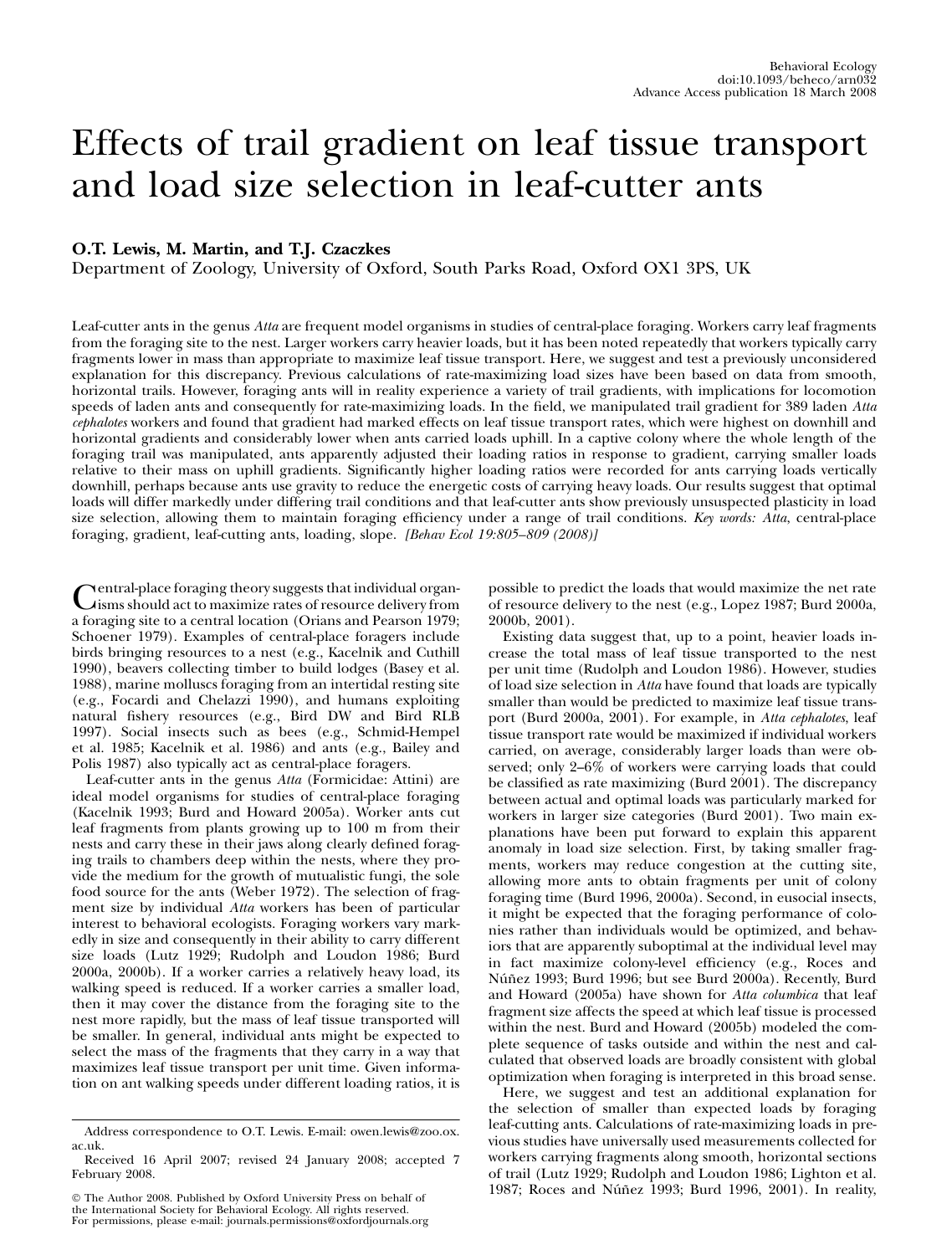# Effects of trail gradient on leaf tissue transport and load size selection in leaf-cutter ants

**O.T. Lewis, M. Martin, and T.J. Czaczkes**

Department of Zoology, University of Oxford, South Parks Road, Oxford OX1 3PS, UK

Leaf-cutter ants in the genus *Atta* are frequent model organisms in studies of central-place foraging. Workers carry leaf fragments from the foraging site to the nest. Larger workers carry heavier loads, but it has been noted repeatedly that workers typically carry fragments lower in mass than appropriate to maximize leaf tissue transport. Here, we suggest and test a previously unconsidered explanation for this discrepancy. Previous calculations of rate-maximizing load sizes have been based on data from smooth, horizontal trails. However, foraging ants will in reality experience a variety of trail gradients, with implications for locomotion speeds of laden ants and consequently for rate-maximizing loads. In the field, we manipulated trail gradient for 389 laden *Atta cephalotes* workers and found that gradient had marked effects on leaf tissue transport rates, which were highest on downhill and horizontal gradients and considerably lower when ants carried loads uphill. In a captive colony where the whole length of the foraging trail was manipulated, ants apparently adjusted their loading ratios in response to gradient, carrying smaller loads relative to their mass on uphill gradients. Significantly higher loading ratios were recorded for ants carrying loads vertically downhill, perhaps because ants use gravity to reduce the energetic costs of carrying heavy loads. Our results suggest that optimal loads will differ markedly under differing trail conditions and that leaf-cutter ants show previously unsuspected plasticity in load size selection, allowing them to maintain foraging efficiency under a range of trail conditions. *Key words: Atta*, central-place foraging, gradient, leaf-cutting ants, loading, slope. *[Behav Ecol 19:805–809 (2008)]*

Central-place foraging theory suggests that individual organisms should act to maximize rates of resource delivery from a foraging site to a central location (Orians and Pearson 1979; Schoener 1979). Examples of central-place foragers include birds bringing resources to a nest (e.g., Kacelnik and Cuthill 1990), beavers collecting timber to build lodges (Basey et al. 1988), marine molluscs foraging from an intertidal resting site (e.g., Focardi and Chelazzi 1990), and humans exploiting natural fishery resources (e.g., Bird DW and Bird RLB 1997). Social insects such as bees (e.g., Schmid-Hempel et al. 1985; Kacelnik et al. 1986) and ants (e.g., Bailey and Polis 1987) also typically act as central-place foragers.

Leaf-cutter ants in the genus *Atta* (Formicidae: Attini) are ideal model organisms for studies of central-place foraging (Kacelnik 1993; Burd and Howard 2005a). Worker ants cut leaf fragments from plants growing up to 100 m from their nests and carry these in their jaws along clearly defined foraging trails to chambers deep within the nests, where they provide the medium for the growth of mutualistic fungi, the sole food source for the ants (Weber 1972). The selection of fragment size by individual *Atta* workers has been of particular interest to behavioral ecologists. Foraging workers vary markedly in size and consequently in their ability to carry different size loads (Lutz 1929; Rudolph and Loudon 1986; Burd 2000a, 2000b). If a worker carries a relatively heavy load, its walking speed is reduced. If a worker carries a smaller load, then it may cover the distance from the foraging site to the nest more rapidly, but the mass of leaf tissue transported will be smaller. In general, individual ants might be expected to select the mass of the fragments that they carry in a way that maximizes leaf tissue transport per unit time. Given information on ant walking speeds under different loading ratios, it is possible to predict the loads that would maximize the net rate of resource delivery to the nest (e.g., Lopez 1987; Burd 2000a, 2000b, 2001).

Existing data suggest that, up to a point, heavier loads increase the total mass of leaf tissue transported to the nest per unit time (Rudolph and Loudon 1986). However, studies of load size selection in *Atta* have found that loads are typically smaller than would be predicted to maximize leaf tissue transport (Burd 2000a, 2001). For example, in *Atta cephalotes*, leaf tissue transport rate would be maximized if individual workers carried, on average, considerably larger loads than were observed; only 2–6% of workers were carrying loads that could be classified as rate maximizing (Burd 2001). The discrepancy between actual and optimal loads was particularly marked for workers in larger size categories (Burd 2001). Two main explanations have been put forward to explain this apparent anomaly in load size selection. First, by taking smaller fragments, workers may reduce congestion at the cutting site, allowing more ants to obtain fragments per unit of colony foraging time (Burd 1996, 2000a). Second, in eusocial insects, it might be expected that the foraging performance of colonies rather than individuals would be optimized, and behaviors that are apparently suboptimal at the individual level may in fact maximize colony-level efficiency (e.g., Roces and Núñez 1993; Burd 1996; but see Burd 2000a). Recently, Burd and Howard (2005a) have shown for *Atta columbica* that leaf fragment size affects the speed at which leaf tissue is processed within the nest. Burd and Howard (2005b) modeled the complete sequence of tasks outside and within the nest and calculated that observed loads are broadly consistent with global optimization when foraging is interpreted in this broad sense.

Here, we suggest and test an additional explanation for the selection of smaller than expected loads by foraging leaf-cutting ants. Calculations of rate-maximizing loads in previous studies have universally used measurements collected for workers carrying fragments along smooth, horizontal sections of trail (Lutz 1929; Rudolph and Loudon 1986; Lighton et al. 1987; Roces and Núñez 1993; Burd 1996, 2001). In reality,

Address correspondence to O.T. Lewis. E-mail: owen.lewis@zoo.ox.ac.uk.

Received 16 April 2007; revised 24 January 2008; accepted 7 February 2008.

© The Author 2008. Published by Oxford University Press on behalf of the International Society for Behavioral Ecology. All rights reserved. For permissions, please e-mail: journals.permissions@oxfordjournals.org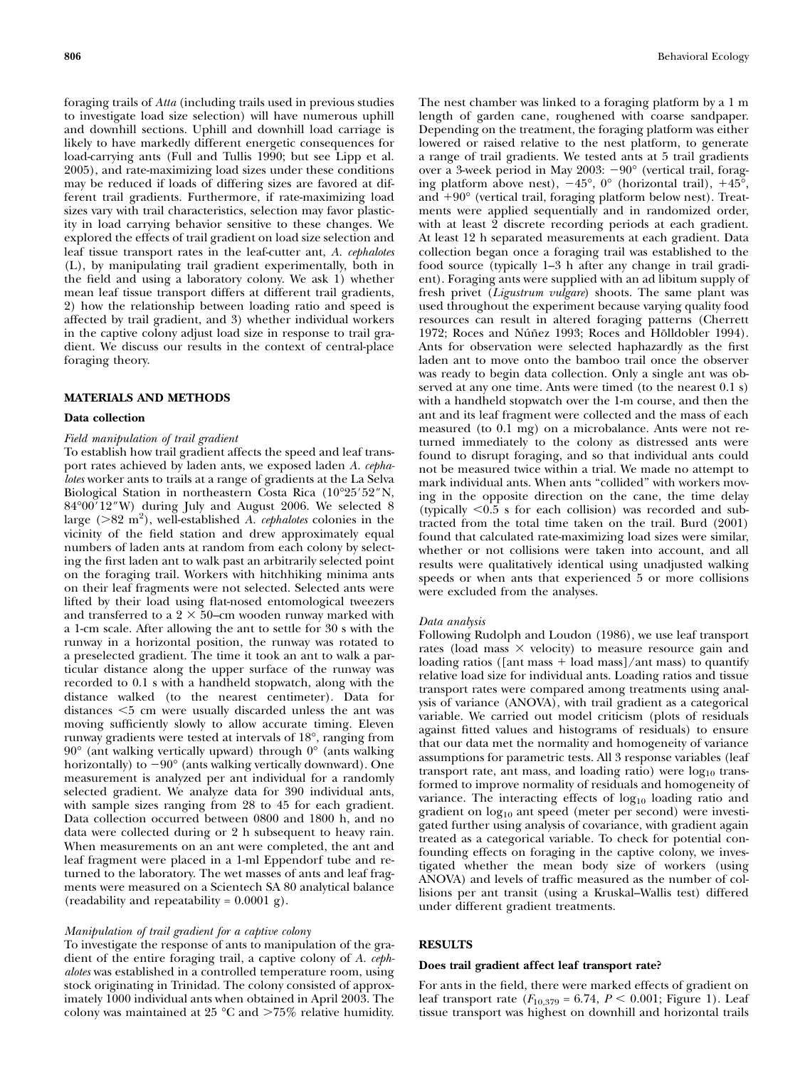foraging trails of *Atta* (including trails used in previous studies to investigate load size selection) will have numerous uphill and downhill sections. Uphill and downhill load carriage is likely to have markedly different energetic consequences for load-carrying ants (Full and Tullis 1990; but see Lipp et al. 2005), and rate-maximizing load sizes under these conditions may be reduced if loads of differing sizes are favored at different trail gradients. Furthermore, if rate-maximizing load sizes vary with trail characteristics, selection may favor plasticity in load carrying behavior sensitive to these changes. We explored the effects of trail gradient on load size selection and leaf tissue transport rates in the leaf-cutter ant, *A. cephalotes* (L), by manipulating trail gradient experimentally, both in the field and using a laboratory colony. We ask 1) whether mean leaf tissue transport differs at different trail gradients, 2) how the relationship between loading ratio and speed is affected by trail gradient, and 3) whether individual workers in the captive colony adjust load size in response to trail gradient. We discuss our results in the context of central-place foraging theory.

## MATERIALS AND METHODS

### Data collection

#### *Field manipulation of trail gradient*

To establish how trail gradient affects the speed and leaf transport rates achieved by laden ants, we exposed laden *A. cephalotes* worker ants to trails at a range of gradients at the La Selva Biological Station in northeastern Costa Rica (10°25′52″N, 84°00′12″W) during July and August 2006. We selected 8 large (>82 m$^2$), well-established *A. cephalotes* colonies in the vicinity of the field station and drew approximately equal numbers of laden ants at random from each colony by selecting the first laden ant to walk past an arbitrarily selected point on the foraging trail. Workers with hitchhiking minima ants on their leaf fragments were not selected. Selected ants were lifted by their load using flat-nosed entomological tweezers and transferred to a 2 × 50–cm wooden runway marked with a 1-cm scale. After allowing the ant to settle for 30 s with the runway in a horizontal position, the runway was rotated to a preselected gradient. The time it took an ant to walk a particular distance along the upper surface of the runway was recorded to 0.1 s with a handheld stopwatch, along with the distance walked (to the nearest centimeter). Data for distances <5 cm were usually discarded unless the ant was moving sufficiently slowly to allow accurate timing. Eleven runway gradients were tested at intervals of 18°, ranging from 90° (ant walking vertically upward) through 0° (ants walking horizontally) to −90° (ants walking vertically downward). One measurement is analyzed per ant individual for a randomly selected gradient. We analyze data for 390 individual ants, with sample sizes ranging from 28 to 45 for each gradient. Data collection occurred between 0800 and 1800 h, and no data were collected during or 2 h subsequent to heavy rain. When measurements on an ant were completed, the ant and leaf fragment were placed in a 1-ml Eppendorf tube and returned to the laboratory. The wet masses of ants and leaf fragments were measured on a Scientech SA 80 analytical balance (readability and repeatability = 0.0001 g).

#### *Manipulation of trail gradient for a captive colony*

To investigate the response of ants to manipulation of the gradient of the entire foraging trail, a captive colony of *A. cephalotes* was established in a controlled temperature room, using stock originating in Trinidad. The colony consisted of approximately 1000 individual ants when obtained in April 2003. The colony was maintained at 25 °C and >75% relative humidity. The nest chamber was linked to a foraging platform by a 1 m length of garden cane, roughened with coarse sandpaper. Depending on the treatment, the foraging platform was either lowered or raised relative to the nest platform, to generate a range of trail gradients. We tested ants at 5 trail gradients over a 3-week period in May 2003: −90° (vertical trail, foraging platform above nest), −45°, 0° (horizontal trail), +45°, and +90° (vertical trail, foraging platform below nest). Treatments were applied sequentially and in randomized order, with at least 2 discrete recording periods at each gradient. At least 12 h separated measurements at each gradient. Data collection began once a foraging trail was established to the food source (typically 1–3 h after any change in trail gradient). Foraging ants were supplied with an ad libitum supply of fresh privet (*Ligustrum vulgare*) shoots. The same plant was used throughout the experiment because varying quality food resources can result in altered foraging patterns (Cherrett 1972; Roces and Núñez 1993; Roces and Hölldobler 1994). Ants for observation were selected haphazardly as the first laden ant to move onto the bamboo trail once the observer was ready to begin data collection. Only a single ant was observed at any one time. Ants were timed (to the nearest 0.1 s) with a handheld stopwatch over the 1-m course, and then the ant and its leaf fragment were collected and the mass of each measured (to 0.1 mg) on a microbalance. Ants were not returned immediately to the colony as distressed ants were found to disrupt foraging, and so that individual ants could not be measured twice within a trial. We made no attempt to mark individual ants. When ants "collided" with workers moving in the opposite direction on the cane, the time delay (typically <0.5 s for each collision) was recorded and subtracted from the total time taken on the trail. Burd (2001) found that calculated rate-maximizing load sizes were similar, whether or not collisions were taken into account, and all results were qualitatively identical using unadjusted walking speeds or when ants that experienced 5 or more collisions were excluded from the analyses.

#### *Data analysis*

Following Rudolph and Loudon (1986), we use leaf transport rates (load mass × velocity) to measure resource gain and loading ratios ([ant mass + load mass]/ant mass) to quantify relative load size for individual ants. Loading ratios and tissue transport rates were compared among treatments using analysis of variance (ANOVA), with trail gradient as a categorical variable. We carried out model criticism (plots of residuals against fitted values and histograms of residuals) to ensure that our data met the normality and homogeneity of variance assumptions for parametric tests. All 3 response variables (leaf transport rate, ant mass, and loading ratio) were $\log_{10}$ transformed to improve normality of residuals and homogeneity of variance. The interacting effects of $\log_{10}$ loading ratio and gradient on $\log_{10}$ ant speed (meter per second) were investigated further using analysis of covariance, with gradient again treated as a categorical variable. To check for potential confounding effects on foraging in the captive colony, we investigated whether the mean body size of workers (using ANOVA) and levels of traffic measured as the number of collisions per ant transit (using a Kruskal–Wallis test) differed under different gradient treatments.

## RESULTS

### Does trail gradient affect leaf transport rate?

For ants in the field, there were marked effects of gradient on leaf transport rate ($F_{10,379} = 6.74$, $P < 0.001$; Figure 1). Leaf tissue transport was highest on downhill and horizontal trails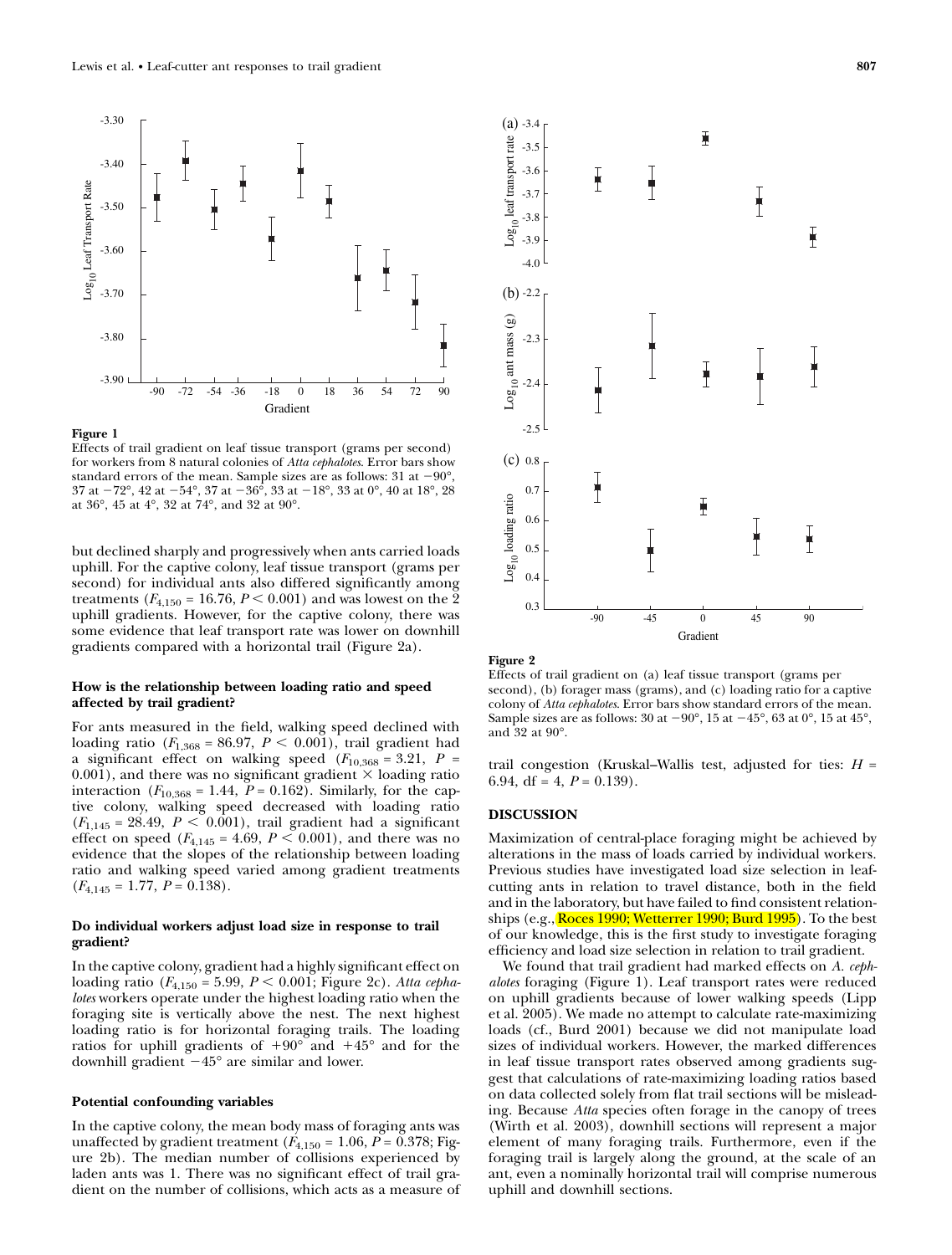**Figure 1**

Effects of trail gradient on leaf tissue transport (grams per second) for workers from 8 natural colonies of *Atta cephalotes*. Error bars show standard errors of the mean. Sample sizes are as follows: 31 at −90°, 37 at −72°, 42 at −54°, 37 at −36°, 33 at −18°, 33 at 0°, 40 at 18°, 28 at 36°, 45 at 4°, 32 at 74°, and 32 at 90°.

but declined sharply and progressively when ants carried loads uphill. For the captive colony, leaf tissue transport (grams per second) for individual ants also differed significantly among treatments ($F_{4,150} = 16.76$, $P < 0.001$) and was lowest on the 2 uphill gradients. However, for the captive colony, there was some evidence that leaf transport rate was lower on downhill gradients compared with a horizontal trail (Figure 2a).

### How is the relationship between loading ratio and speed affected by trail gradient?

For ants measured in the field, walking speed declined with loading ratio ($F_{1,368} = 86.97$, $P < 0.001$), trail gradient had a significant effect on walking speed ($F_{10,368} = 3.21$, $P = 0.001$), and there was no significant gradient × loading ratio interaction ($F_{10,368} = 1.44$, $P = 0.162$). Similarly, for the captive colony, walking speed decreased with loading ratio ($F_{1,145} = 28.49$, $P < 0.001$), trail gradient had a significant effect on speed ($F_{4,145} = 4.69$, $P < 0.001$), and there was no evidence that the slopes of the relationship between loading ratio and walking speed varied among gradient treatments ($F_{4,145} = 1.77$, $P = 0.138$).

### Do individual workers adjust load size in response to trail gradient?

In the captive colony, gradient had a highly significant effect on loading ratio ($F_{4,150} = 5.99$, $P < 0.001$; Figure 2c). *Atta cephalotes* workers operate under the highest loading ratio when the foraging site is vertically above the nest. The next highest loading ratio is for horizontal foraging trails. The loading ratios for uphill gradients of +90° and +45° and for the downhill gradient −45° are similar and lower.

### Potential confounding variables

In the captive colony, the mean body mass of foraging ants was unaffected by gradient treatment ($F_{4,150} = 1.06$, $P = 0.378$; Figure 2b). The median number of collisions experienced by laden ants was 1. There was no significant effect of trail gradient on the number of collisions, which acts as a measure of trail congestion (Kruskal–Wallis test, adjusted for ties: $H = 6.94$, df = 4, $P = 0.139$).

**Figure 2**

Effects of trail gradient on (a) leaf tissue transport (grams per second), (b) forager mass (grams), and (c) loading ratio for a captive colony of *Atta cephalotes*. Error bars show standard errors of the mean. Sample sizes are as follows: 30 at −90°, 15 at −45°, 63 at 0°, 15 at 45°, and 32 at 90°.

## DISCUSSION

Maximization of central-place foraging might be achieved by alterations in the mass of loads carried by individual workers. Previous studies have investigated load size selection in leaf-cutting ants in relation to travel distance, both in the field and in the laboratory, but have failed to find consistent relationships (e.g., Roces 1990; Wetterer 1990; Burd 1995). To the best of our knowledge, this is the first study to investigate foraging efficiency and load size selection in relation to trail gradient.

We found that trail gradient had marked effects on *A. cephalotes* foraging (Figure 1). Leaf transport rates were reduced on uphill gradients because of lower walking speeds (Lipp et al. 2005). We made no attempt to calculate rate-maximizing loads (cf., Burd 2001) because we did not manipulate load sizes of individual workers. However, the marked differences in leaf tissue transport rates observed among gradients suggest that calculations of rate-maximizing loading ratios based on data collected solely from flat trail sections will be misleading. Because *Atta* species often forage in the canopy of trees (Wirth et al. 2003), downhill sections will represent a major element of many foraging trails. Furthermore, even if the foraging trail is largely along the ground, at the scale of an ant, even a nominally horizontal trail will comprise numerous uphill and downhill sections.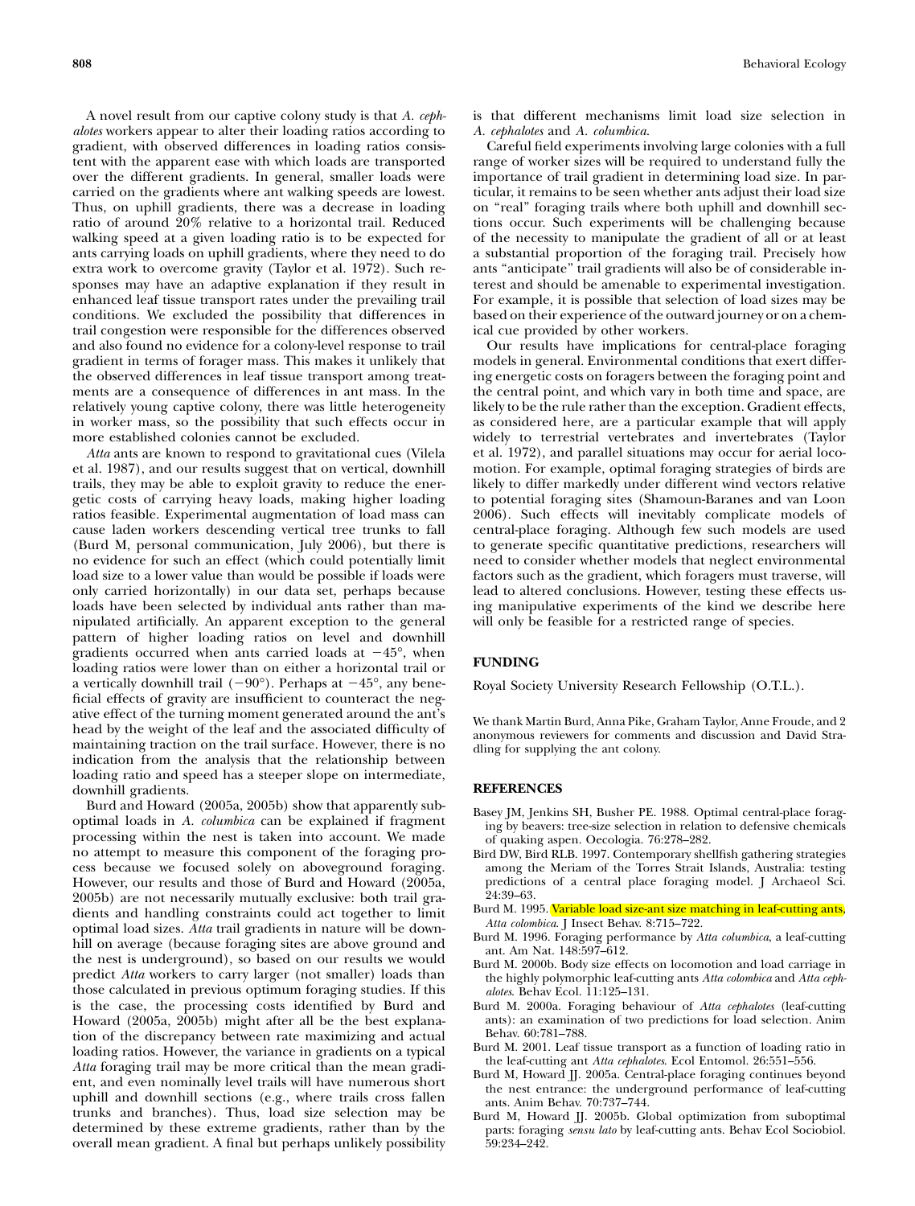A novel result from our captive colony study is that *A. cephalotes* workers appear to alter their loading ratios according to gradient, with observed differences in loading ratios consistent with the apparent ease with which loads are transported over the different gradients. In general, smaller loads were carried on the gradients where ant walking speeds are lowest. Thus, on uphill gradients, there was a decrease in loading ratio of around 20% relative to a horizontal trail. Reduced walking speed at a given loading ratio is to be expected for ants carrying loads on uphill gradients, where they need to do extra work to overcome gravity (Taylor et al. 1972). Such responses may have an adaptive explanation if they result in enhanced leaf tissue transport rates under the prevailing trail conditions. We excluded the possibility that differences in trail congestion were responsible for the differences observed and also found no evidence for a colony-level response to trail gradient in terms of forager mass. This makes it unlikely that the observed differences in leaf tissue transport among treatments are a consequence of differences in ant mass. In the relatively young captive colony, there was little heterogeneity in worker mass, so the possibility that such effects occur in more established colonies cannot be excluded.

*Atta* ants are known to respond to gravitational cues (Vilela et al. 1987), and our results suggest that on vertical, downhill trails, they may be able to exploit gravity to reduce the energetic costs of carrying heavy loads, making higher loading ratios feasible. Experimental augmentation of load mass can cause laden workers descending vertical tree trunks to fall (Burd M, personal communication, July 2006), but there is no evidence for such an effect (which could potentially limit load size to a lower value than would be possible if loads were only carried horizontally) in our data set, perhaps because loads have been selected by individual ants rather than manipulated artificially. An apparent exception to the general pattern of higher loading ratios on level and downhill gradients occurred when ants carried loads at $-45°$, when loading ratios were lower than on either a horizontal trail or a vertically downhill trail ($-90°$). Perhaps at $-45°$, any beneficial effects of gravity are insufficient to counteract the negative effect of the turning moment generated around the ant's head by the weight of the leaf and the associated difficulty of maintaining traction on the trail surface. However, there is no indication from the analysis that the relationship between loading ratio and speed has a steeper slope on intermediate, downhill gradients.

Burd and Howard (2005a, 2005b) show that apparently suboptimal loads in *A. columbica* can be explained if fragment processing within the nest is taken into account. We made no attempt to measure this component of the foraging process because we focused solely on aboveground foraging. However, our results and those of Burd and Howard (2005a, 2005b) are not necessarily mutually exclusive: both trail gradients and handling constraints could act together to limit optimal load sizes. *Atta* trail gradients in nature will be downhill on average (because foraging sites are above ground and the nest is underground), so based on our results we would predict *Atta* workers to carry larger (not smaller) loads than those calculated in previous optimum foraging studies. If this is the case, the processing costs identified by Burd and Howard (2005a, 2005b) might after all be the best explanation of the discrepancy between rate maximizing and actual loading ratios. However, the variance in gradients on a typical *Atta* foraging trail may be more critical than the mean gradient, and even nominally level trails will have numerous short uphill and downhill sections (e.g., where trails cross fallen trunks and branches). Thus, load size selection may be determined by these extreme gradients, rather than by the overall mean gradient. A final but perhaps unlikely possibility is that different mechanisms limit load size selection in *A. cephalotes* and *A. columbica*.

Careful field experiments involving large colonies with a full range of worker sizes will be required to understand fully the importance of trail gradient in determining load size. In particular, it remains to be seen whether ants adjust their load size on "real" foraging trails where both uphill and downhill sections occur. Such experiments will be challenging because of the necessity to manipulate the gradient of all or at least a substantial proportion of the foraging trail. Precisely how ants "anticipate" trail gradients will also be of considerable interest and should be amenable to experimental investigation. For example, it is possible that selection of load sizes may be based on their experience of the outward journey or on a chemical cue provided by other workers.

Our results have implications for central-place foraging models in general. Environmental conditions that exert differing energetic costs on foragers between the foraging point and the central point, and which vary in both time and space, are likely to be the rule rather than the exception. Gradient effects, as considered here, are a particular example that will apply widely to terrestrial vertebrates and invertebrates (Taylor et al. 1972), and parallel situations may occur for aerial locomotion. For example, optimal foraging strategies of birds are likely to differ markedly under different wind vectors relative to potential foraging sites (Shamoun-Baranes and van Loon 2006). Such effects will inevitably complicate models of central-place foraging. Although few such models are used to generate specific quantitative predictions, researchers will need to consider whether models that neglect environmental factors such as the gradient, which foragers must traverse, will lead to altered conclusions. However, testing these effects using manipulative experiments of the kind we describe here will only be feasible for a restricted range of species.

## FUNDING

Royal Society University Research Fellowship (O.T.L.).

We thank Martin Burd, Anna Pike, Graham Taylor, Anne Froude, and 2 anonymous reviewers for comments and discussion and David Stradling for supplying the ant colony.

## REFERENCES

Basey JM, Jenkins SH, Busher PE. 1988. Optimal central-place foraging by beavers: tree-size selection in relation to defensive chemicals of quaking aspen. Oecologia. 76:278–282.

Bird DW, Bird RLB. 1997. Contemporary shellfish gathering strategies among the Meriam of the Torres Strait Islands, Australia: testing predictions of a central place foraging model. J Archaeol Sci. 24:39–63.

Burd M. 1995. Variable load size-ant size matching in leaf-cutting ants, *Atta colombica*. J Insect Behav. 8:715–722.

Burd M. 1996. Foraging performance by *Atta columbica*, a leaf-cutting ant. Am Nat. 148:597–612.

Burd M. 2000b. Body size effects on locomotion and load carriage in the highly polymorphic leaf-cutting ants *Atta colombica* and *Atta cephalotes*. Behav Ecol. 11:125–131.

Burd M. 2000a. Foraging behaviour of *Atta cephalotes* (leaf-cutting ants): an examination of two predictions for load selection. Anim Behav. 60:781–788.

Burd M. 2001. Leaf tissue transport as a function of loading ratio in the leaf-cutting ant *Atta cephalotes*. Ecol Entomol. 26:551–556.

Burd M, Howard JJ. 2005a. Central-place foraging continues beyond the nest entrance: the underground performance of leaf-cutting ants. Anim Behav. 70:737–744.

Burd M, Howard JJ. 2005b. Global optimization from suboptimal parts: foraging *sensu lato* by leaf-cutting ants. Behav Ecol Sociobiol. 59:234–242.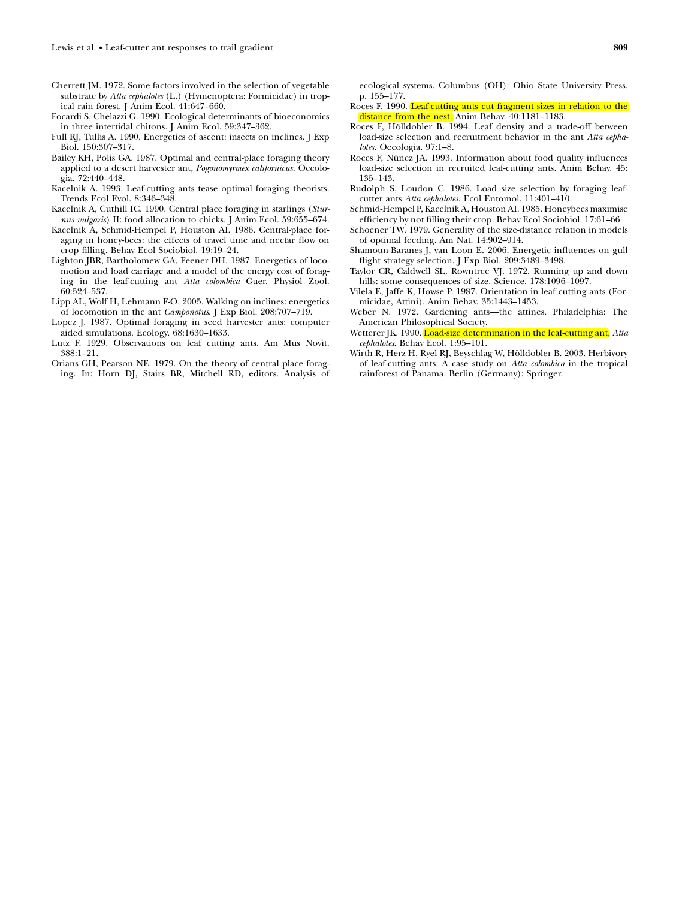Cherrett JM. 1972. Some factors involved in the selection of vegetable substrate by *Atta cephalotes* (L.) (Hymenoptera: Formicidae) in tropical rain forest. J Anim Ecol. 41:647–660.

Focardi S, Chelazzi G. 1990. Ecological determinants of bioeconomics in three intertidal chitons. J Anim Ecol. 59:347–362.

Full RJ, Tullis A. 1990. Energetics of ascent: insects on inclines. J Exp Biol. 150:307–317.

Bailey KH, Polis GA. 1987. Optimal and central-place foraging theory applied to a desert harvester ant, *Pogonomyrmex californicus*. Oecologia. 72:440–448.

Kacelnik A. 1993. Leaf-cutting ants tease optimal foraging theorists. Trends Ecol Evol. 8:346–348.

Kacelnik A, Cuthill IC. 1990. Central place foraging in starlings (*Sturnus vulgaris*) II: food allocation to chicks. J Anim Ecol. 59:655–674.

Kacelnik A, Schmid-Hempel P, Houston AI. 1986. Central-place foraging in honey-bees: the effects of travel time and nectar flow on crop filling. Behav Ecol Sociobiol. 19:19–24.

Lighton JBR, Bartholomew GA, Feener DH. 1987. Energetics of locomotion and load carriage and a model of the energy cost of foraging in the leaf-cutting ant *Atta colombica* Guer. Physiol Zool. 60:524–537.

Lipp AL, Wolf H, Lehmann F-O. 2005. Walking on inclines: energetics of locomotion in the ant *Camponotus*. J Exp Biol. 208:707–719.

Lopez J. 1987. Optimal foraging in seed harvester ants: computer aided simulations. Ecology. 68:1630–1633.

Lutz F. 1929. Observations on leaf cutting ants. Am Mus Novit. 388:1–21.

Orians GH, Pearson NE. 1979. On the theory of central place foraging. In: Horn DJ, Stairs BR, Mitchell RD, editors. Analysis of ecological systems. Columbus (OH): Ohio State University Press. p. 155–177.

Roces F. 1990. Leaf-cutting ants cut fragment sizes in relation to the distance from the nest. Anim Behav. 40:1181–1183.

Roces F, Hölldobler B. 1994. Leaf density and a trade-off between load-size selection and recruitment behavior in the ant *Atta cephalotes*. Oecologia. 97:1–8.

Roces F, Núñez JA. 1993. Information about food quality influences load-size selection in recruited leaf-cutting ants. Anim Behav. 45: 135–143.

Rudolph S, Loudon C. 1986. Load size selection by foraging leaf-cutter ants *Atta cephalotes*. Ecol Entomol. 11:401–410.

Schmid-Hempel P, Kacelnik A, Houston AI. 1985. Honeybees maximise efficiency by not filling their crop. Behav Ecol Sociobiol. 17:61–66.

Schoener TW. 1979. Generality of the size-distance relation in models of optimal feeding. Am Nat. 14:902–914.

Shamoun-Baranes J, van Loon E. 2006. Energetic influences on gull flight strategy selection. J Exp Biol. 209:3489–3498.

Taylor CR, Caldwell SL, Rowntree VJ. 1972. Running up and down hills: some consequences of size. Science. 178:1096–1097.

Vilela E, Jaffe K, Howse P. 1987. Orientation in leaf cutting ants (Formicidae, Attini). Anim Behav. 35:1443–1453.

Weber N. 1972. Gardening ants—the attines. Philadelphia: The American Philosophical Society.

Wetterer JK. 1990. Load-size determination in the leaf-cutting ant, *Atta cephalotes*. Behav Ecol. 1:95–101.

Wirth R, Herz H, Ryel RJ, Beyschlag W, Hölldobler B. 2003. Herbivory of leaf-cutting ants. A case study on *Atta colombica* in the tropical rainforest of Panama. Berlin (Germany): Springer.